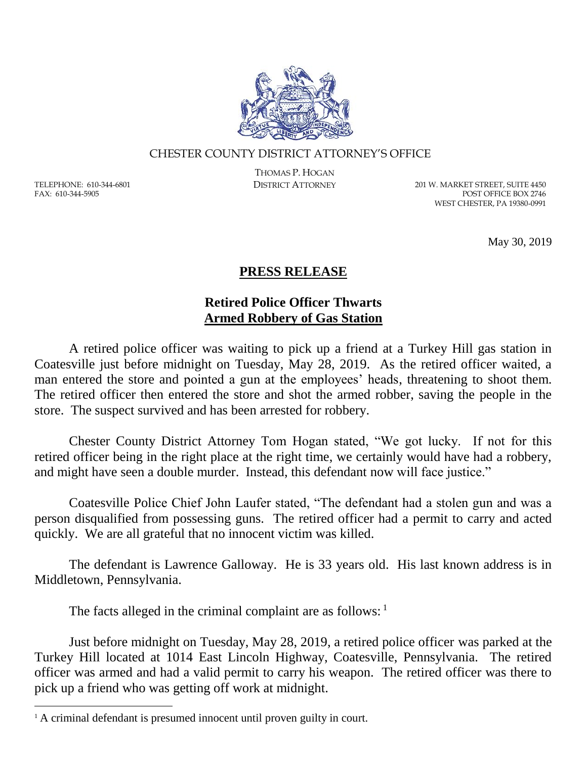CHESTER COUNTY DISTRICT ATTORNEY'S OFFICE

THOMAS P. HOGAN
DISTRICT ATTORNEY

TELEPHONE: 610-344-6801
FAX: 610-344-5905

201 W. MARKET STREET, SUITE 4450
POST OFFICE BOX 2746
WEST CHESTER, PA 19380-0991

May 30, 2019

## PRESS RELEASE

### Retired Police Officer Thwarts Armed Robbery of Gas Station

A retired police officer was waiting to pick up a friend at a Turkey Hill gas station in Coatesville just before midnight on Tuesday, May 28, 2019. As the retired officer waited, a man entered the store and pointed a gun at the employees' heads, threatening to shoot them. The retired officer then entered the store and shot the armed robber, saving the people in the store. The suspect survived and has been arrested for robbery.

Chester County District Attorney Tom Hogan stated, "We got lucky. If not for this retired officer being in the right place at the right time, we certainly would have had a robbery, and might have seen a double murder. Instead, this defendant now will face justice."

Coatesville Police Chief John Laufer stated, "The defendant had a stolen gun and was a person disqualified from possessing guns. The retired officer had a permit to carry and acted quickly. We are all grateful that no innocent victim was killed.

The defendant is Lawrence Galloway. He is 33 years old. His last known address is in Middletown, Pennsylvania.

The facts alleged in the criminal complaint are as follows: [1]

Just before midnight on Tuesday, May 28, 2019, a retired police officer was parked at the Turkey Hill located at 1014 East Lincoln Highway, Coatesville, Pennsylvania. The retired officer was armed and had a valid permit to carry his weapon. The retired officer was there to pick up a friend who was getting off work at midnight.

[1] A criminal defendant is presumed innocent until proven guilty in court.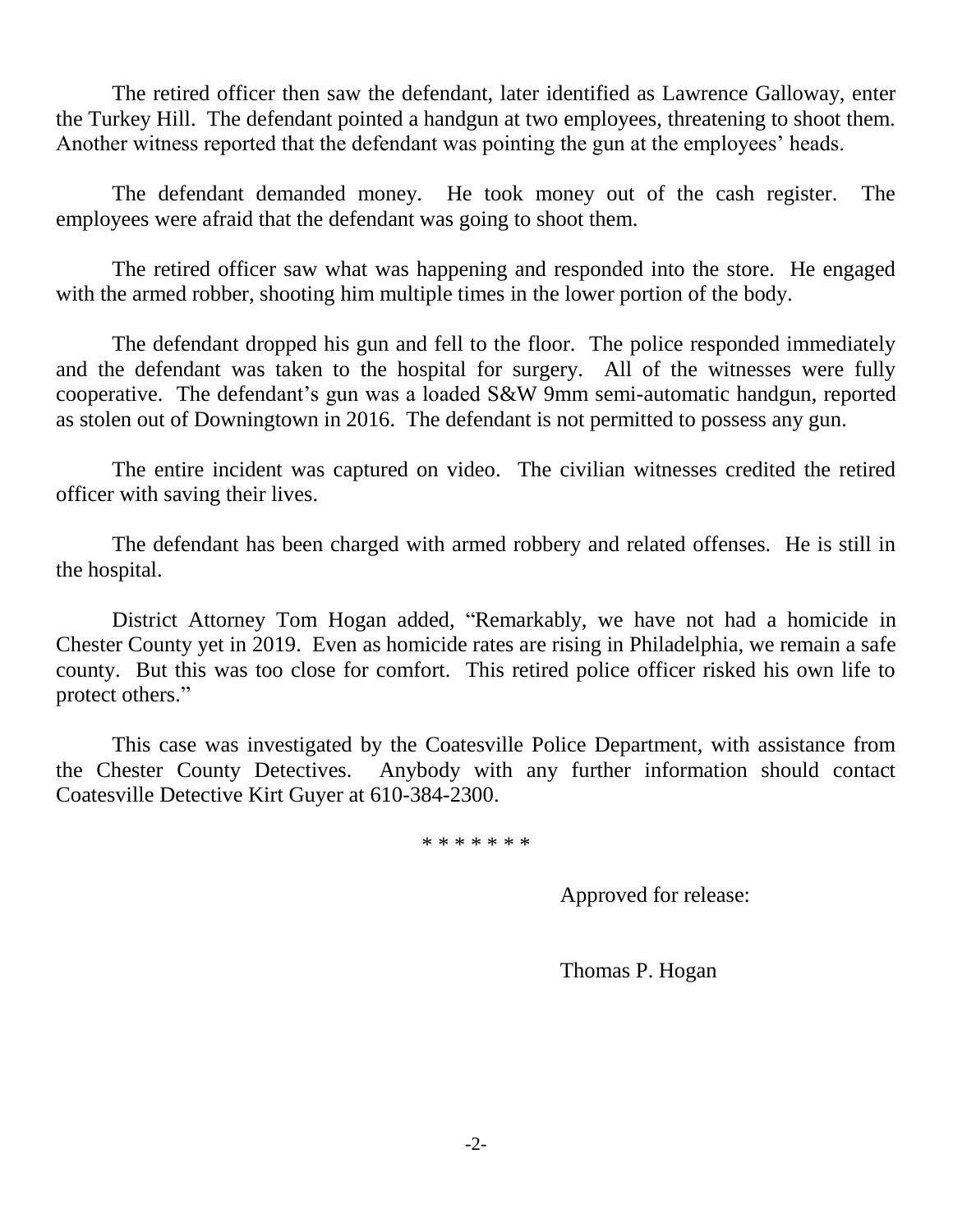The retired officer then saw the defendant, later identified as Lawrence Galloway, enter the Turkey Hill. The defendant pointed a handgun at two employees, threatening to shoot them. Another witness reported that the defendant was pointing the gun at the employees' heads.

The defendant demanded money. He took money out of the cash register. The employees were afraid that the defendant was going to shoot them.

The retired officer saw what was happening and responded into the store. He engaged with the armed robber, shooting him multiple times in the lower portion of the body.

The defendant dropped his gun and fell to the floor. The police responded immediately and the defendant was taken to the hospital for surgery. All of the witnesses were fully cooperative. The defendant's gun was a loaded S&W 9mm semi-automatic handgun, reported as stolen out of Downingtown in 2016. The defendant is not permitted to possess any gun.

The entire incident was captured on video. The civilian witnesses credited the retired officer with saving their lives.

The defendant has been charged with armed robbery and related offenses. He is still in the hospital.

District Attorney Tom Hogan added, "Remarkably, we have not had a homicide in Chester County yet in 2019. Even as homicide rates are rising in Philadelphia, we remain a safe county. But this was too close for comfort. This retired police officer risked his own life to protect others."

This case was investigated by the Coatesville Police Department, with assistance from the Chester County Detectives. Anybody with any further information should contact Coatesville Detective Kirt Guyer at 610-384-2300.

\* \* \* \* \* \* \*

Approved for release:

Thomas P. Hogan